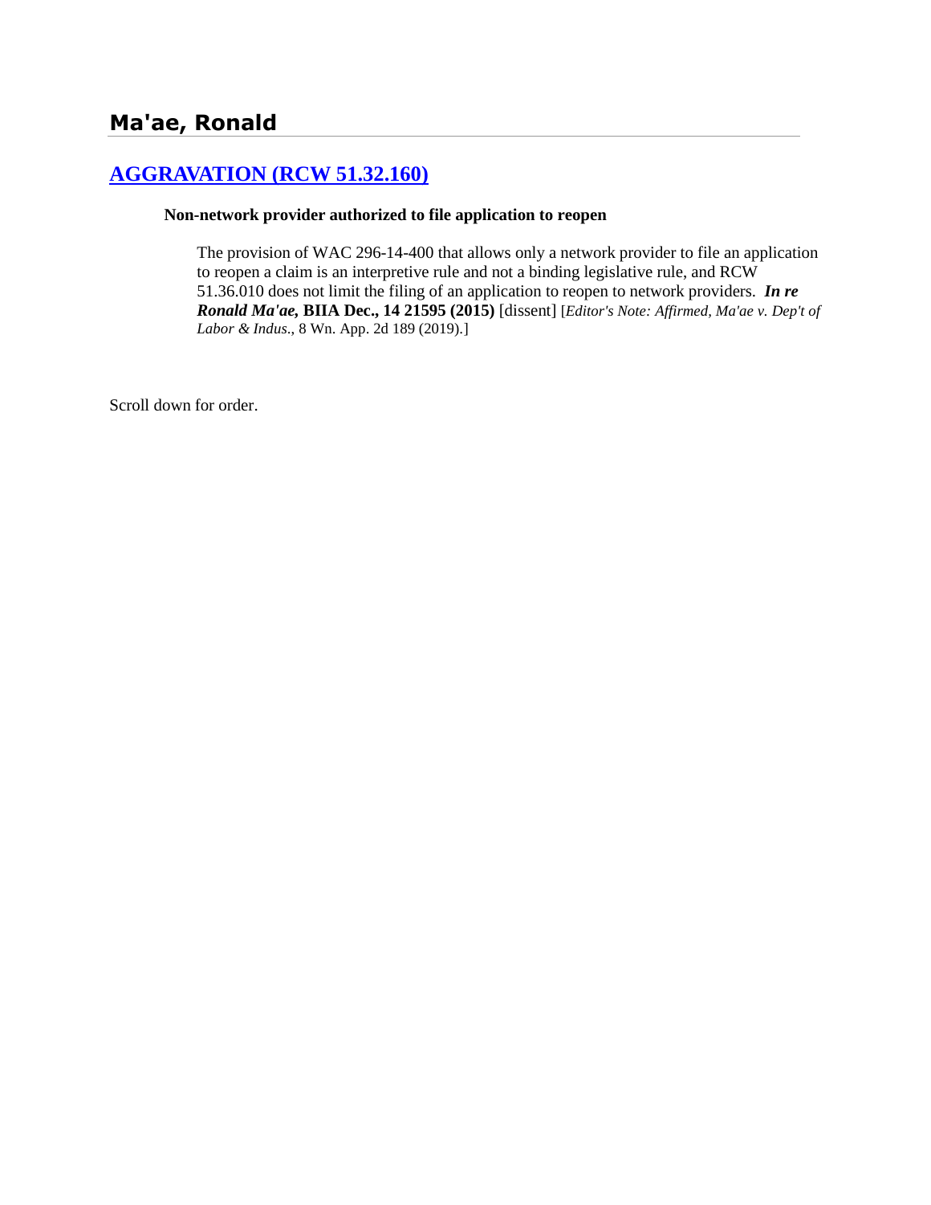# Ma'ae, Ronald

## [AGGRAVATION (RCW 51.32.160)]

**Non-network provider authorized to file application to reopen**

The provision of WAC 296-14-400 that allows only a network provider to file an application to reopen a claim is an interpretive rule and not a binding legislative rule, and RCW 51.36.010 does not limit the filing of an application to reopen to network providers. ***In re Ronald Ma'ae,* BIIA Dec., 14 21595 (2015)** [dissent] [*Editor's Note: Affirmed, Ma'ae v. Dep't of Labor & Indus.*, 8 Wn. App. 2d 189 (2019).]

Scroll down for order.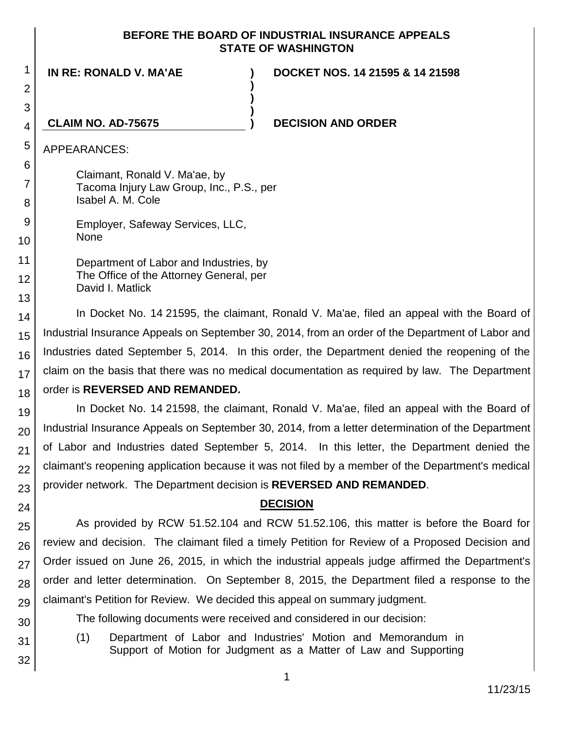**BEFORE THE BOARD OF INDUSTRIAL INSURANCE APPEALS**
**STATE OF WASHINGTON**

| | | |
|---|---|---|
| **IN RE: RONALD V. MA'AE** | **)** | **DOCKET NOS. 14 21595 & 14 21598** |
| | **)** | |
| | **)** | |
| | **)** | |
| **CLAIM NO. AD-75675** | **)** | **DECISION AND ORDER** |

APPEARANCES:

Claimant, Ronald V. Ma'ae, by
Tacoma Injury Law Group, Inc., P.S., per
Isabel A. M. Cole

Employer, Safeway Services, LLC,
None

Department of Labor and Industries, by
The Office of the Attorney General, per
David I. Matlick

In Docket No. 14 21595, the claimant, Ronald V. Ma'ae, filed an appeal with the Board of Industrial Insurance Appeals on September 30, 2014, from an order of the Department of Labor and Industries dated September 5, 2014. In this order, the Department denied the reopening of the claim on the basis that there was no medical documentation as required by law. The Department order is **REVERSED AND REMANDED.**

In Docket No. 14 21598, the claimant, Ronald V. Ma'ae, filed an appeal with the Board of Industrial Insurance Appeals on September 30, 2014, from a letter determination of the Department of Labor and Industries dated September 5, 2014. In this letter, the Department denied the claimant's reopening application because it was not filed by a member of the Department's medical provider network. The Department decision is **REVERSED AND REMANDED**.

## DECISION

As provided by RCW 51.52.104 and RCW 51.52.106, this matter is before the Board for review and decision. The claimant filed a timely Petition for Review of a Proposed Decision and Order issued on June 26, 2015, in which the industrial appeals judge affirmed the Department's order and letter determination. On September 8, 2015, the Department filed a response to the claimant's Petition for Review. We decided this appeal on summary judgment.

The following documents were received and considered in our decision:

(1) Department of Labor and Industries' Motion and Memorandum in Support of Motion for Judgment as a Matter of Law and Supporting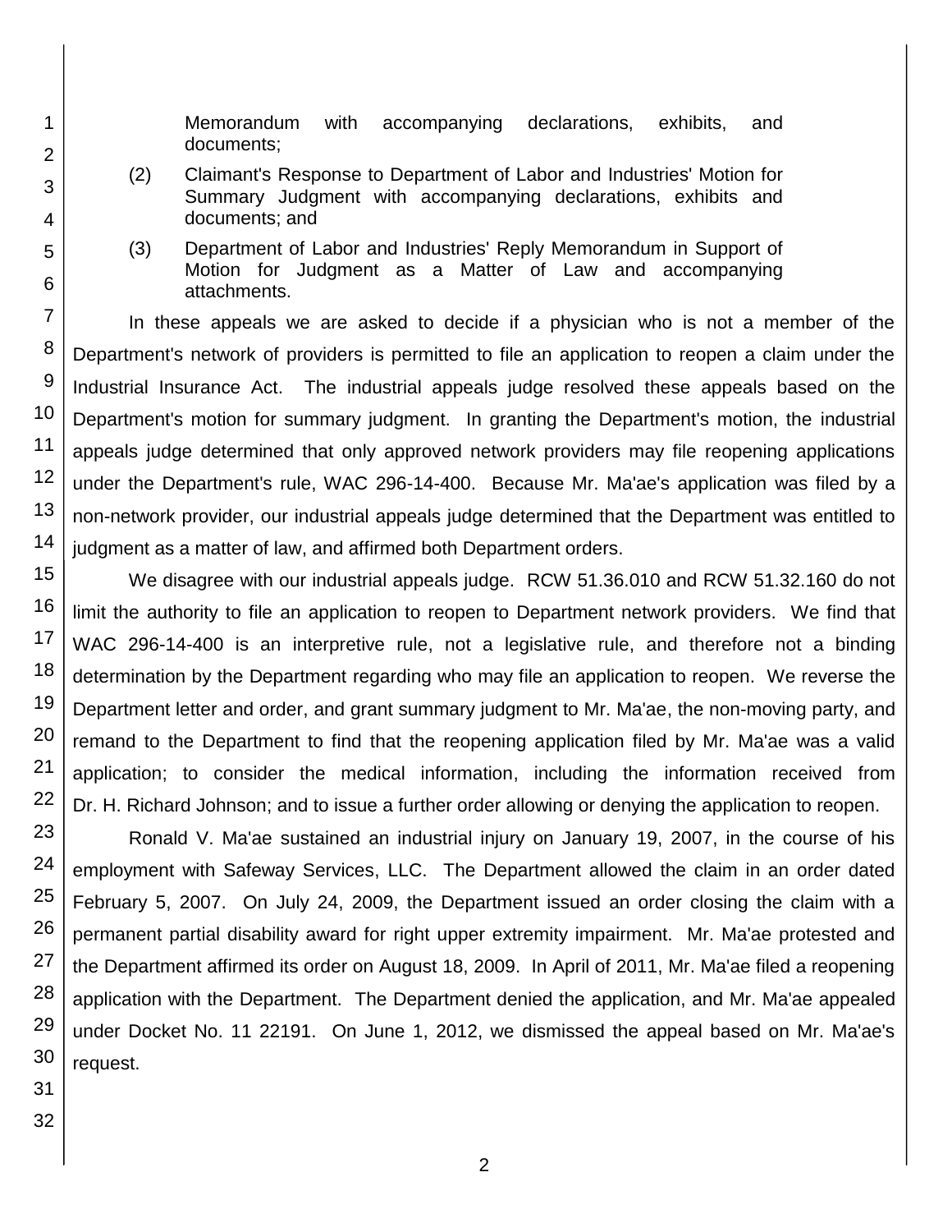Memorandum with accompanying declarations, exhibits, and documents;

(2) Claimant's Response to Department of Labor and Industries' Motion for Summary Judgment with accompanying declarations, exhibits and documents; and

(3) Department of Labor and Industries' Reply Memorandum in Support of Motion for Judgment as a Matter of Law and accompanying attachments.

In these appeals we are asked to decide if a physician who is not a member of the Department's network of providers is permitted to file an application to reopen a claim under the Industrial Insurance Act. The industrial appeals judge resolved these appeals based on the Department's motion for summary judgment. In granting the Department's motion, the industrial appeals judge determined that only approved network providers may file reopening applications under the Department's rule, WAC 296-14-400. Because Mr. Ma'ae's application was filed by a non-network provider, our industrial appeals judge determined that the Department was entitled to judgment as a matter of law, and affirmed both Department orders.

We disagree with our industrial appeals judge. RCW 51.36.010 and RCW 51.32.160 do not limit the authority to file an application to reopen to Department network providers. We find that WAC 296-14-400 is an interpretive rule, not a legislative rule, and therefore not a binding determination by the Department regarding who may file an application to reopen. We reverse the Department letter and order, and grant summary judgment to Mr. Ma'ae, the non-moving party, and remand to the Department to find that the reopening application filed by Mr. Ma'ae was a valid application; to consider the medical information, including the information received from Dr. H. Richard Johnson; and to issue a further order allowing or denying the application to reopen.

Ronald V. Ma'ae sustained an industrial injury on January 19, 2007, in the course of his employment with Safeway Services, LLC. The Department allowed the claim in an order dated February 5, 2007. On July 24, 2009, the Department issued an order closing the claim with a permanent partial disability award for right upper extremity impairment. Mr. Ma'ae protested and the Department affirmed its order on August 18, 2009. In April of 2011, Mr. Ma'ae filed a reopening application with the Department. The Department denied the application, and Mr. Ma'ae appealed under Docket No. 11 22191. On June 1, 2012, we dismissed the appeal based on Mr. Ma'ae's request.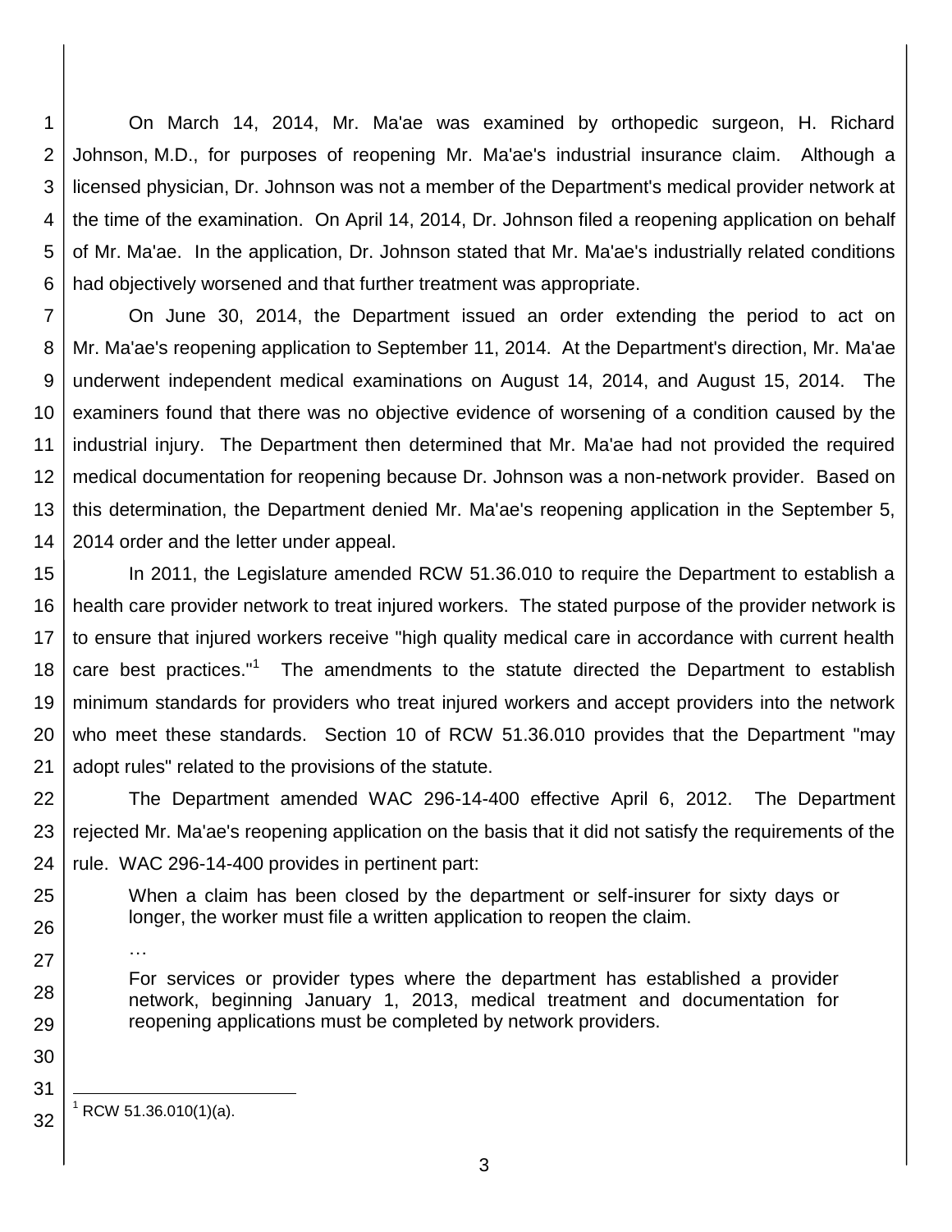On March 14, 2014, Mr. Ma'ae was examined by orthopedic surgeon, H. Richard Johnson, M.D., for purposes of reopening Mr. Ma'ae's industrial insurance claim. Although a licensed physician, Dr. Johnson was not a member of the Department's medical provider network at the time of the examination. On April 14, 2014, Dr. Johnson filed a reopening application on behalf of Mr. Ma'ae. In the application, Dr. Johnson stated that Mr. Ma'ae's industrially related conditions had objectively worsened and that further treatment was appropriate.

On June 30, 2014, the Department issued an order extending the period to act on Mr. Ma'ae's reopening application to September 11, 2014. At the Department's direction, Mr. Ma'ae underwent independent medical examinations on August 14, 2014, and August 15, 2014. The examiners found that there was no objective evidence of worsening of a condition caused by the industrial injury. The Department then determined that Mr. Ma'ae had not provided the required medical documentation for reopening because Dr. Johnson was a non-network provider. Based on this determination, the Department denied Mr. Ma'ae's reopening application in the September 5, 2014 order and the letter under appeal.

In 2011, the Legislature amended RCW 51.36.010 to require the Department to establish a health care provider network to treat injured workers. The stated purpose of the provider network is to ensure that injured workers receive "high quality medical care in accordance with current health care best practices."[1] The amendments to the statute directed the Department to establish minimum standards for providers who treat injured workers and accept providers into the network who meet these standards. Section 10 of RCW 51.36.010 provides that the Department "may adopt rules" related to the provisions of the statute.

The Department amended WAC 296-14-400 effective April 6, 2012. The Department rejected Mr. Ma'ae's reopening application on the basis that it did not satisfy the requirements of the rule. WAC 296-14-400 provides in pertinent part:

> When a claim has been closed by the department or self-insurer for sixty days or longer, the worker must file a written application to reopen the claim.
>
> …
>
> For services or provider types where the department has established a provider network, beginning January 1, 2013, medical treatment and documentation for reopening applications must be completed by network providers.

---

[1] RCW 51.36.010(1)(a).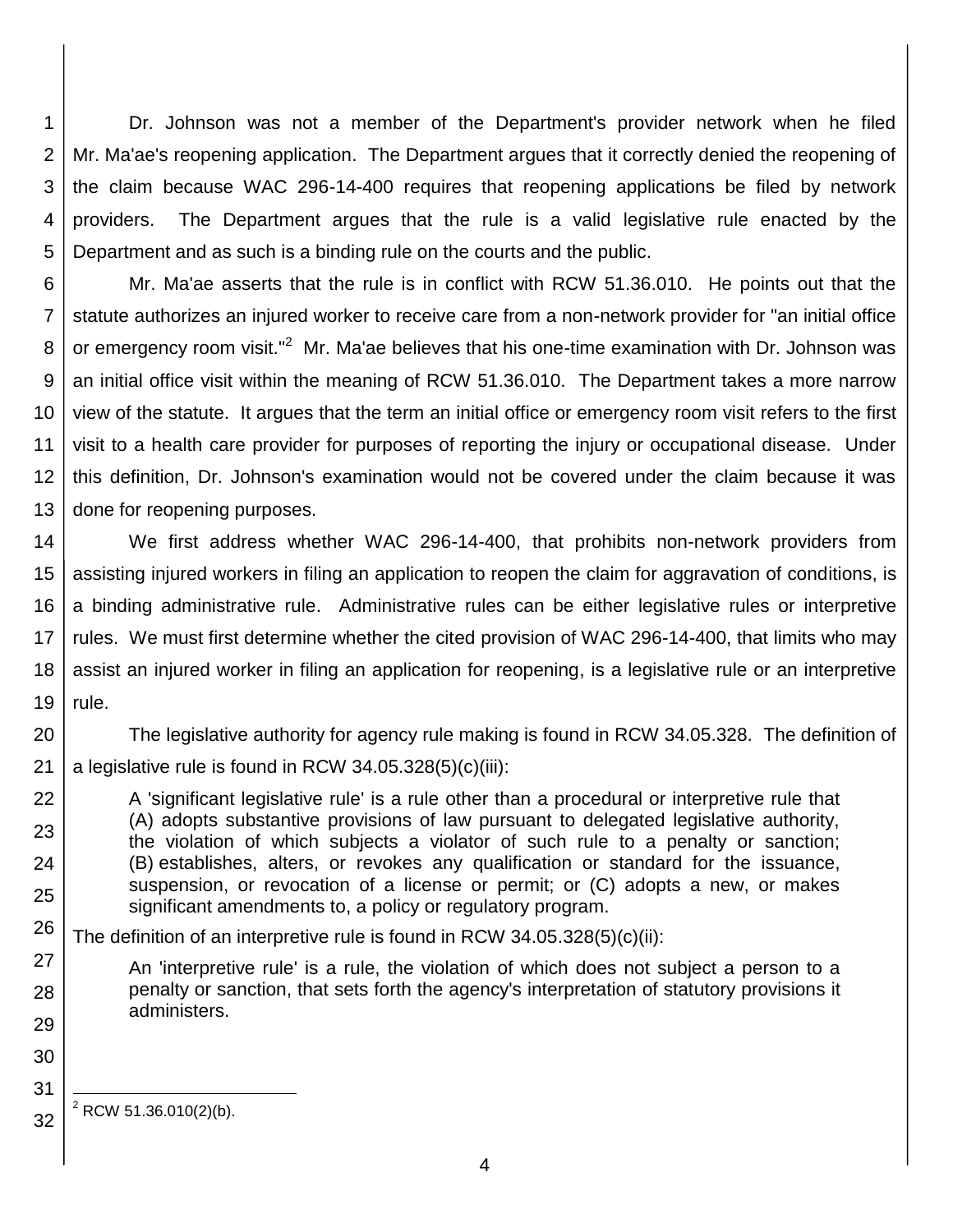Dr. Johnson was not a member of the Department's provider network when he filed Mr. Ma'ae's reopening application. The Department argues that it correctly denied the reopening of the claim because WAC 296-14-400 requires that reopening applications be filed by network providers. The Department argues that the rule is a valid legislative rule enacted by the Department and as such is a binding rule on the courts and the public.

Mr. Ma'ae asserts that the rule is in conflict with RCW 51.36.010. He points out that the statute authorizes an injured worker to receive care from a non-network provider for "an initial office or emergency room visit."[2] Mr. Ma'ae believes that his one-time examination with Dr. Johnson was an initial office visit within the meaning of RCW 51.36.010. The Department takes a more narrow view of the statute. It argues that the term an initial office or emergency room visit refers to the first visit to a health care provider for purposes of reporting the injury or occupational disease. Under this definition, Dr. Johnson's examination would not be covered under the claim because it was done for reopening purposes.

We first address whether WAC 296-14-400, that prohibits non-network providers from assisting injured workers in filing an application to reopen the claim for aggravation of conditions, is a binding administrative rule. Administrative rules can be either legislative rules or interpretive rules. We must first determine whether the cited provision of WAC 296-14-400, that limits who may assist an injured worker in filing an application for reopening, is a legislative rule or an interpretive rule.

The legislative authority for agency rule making is found in RCW 34.05.328. The definition of a legislative rule is found in RCW 34.05.328(5)(c)(iii):

> A 'significant legislative rule' is a rule other than a procedural or interpretive rule that (A) adopts substantive provisions of law pursuant to delegated legislative authority, the violation of which subjects a violator of such rule to a penalty or sanction; (B) establishes, alters, or revokes any qualification or standard for the issuance, suspension, or revocation of a license or permit; or (C) adopts a new, or makes significant amendments to, a policy or regulatory program.

The definition of an interpretive rule is found in RCW 34.05.328(5)(c)(ii):

> An 'interpretive rule' is a rule, the violation of which does not subject a person to a penalty or sanction, that sets forth the agency's interpretation of statutory provisions it administers.

[2] RCW 51.36.010(2)(b).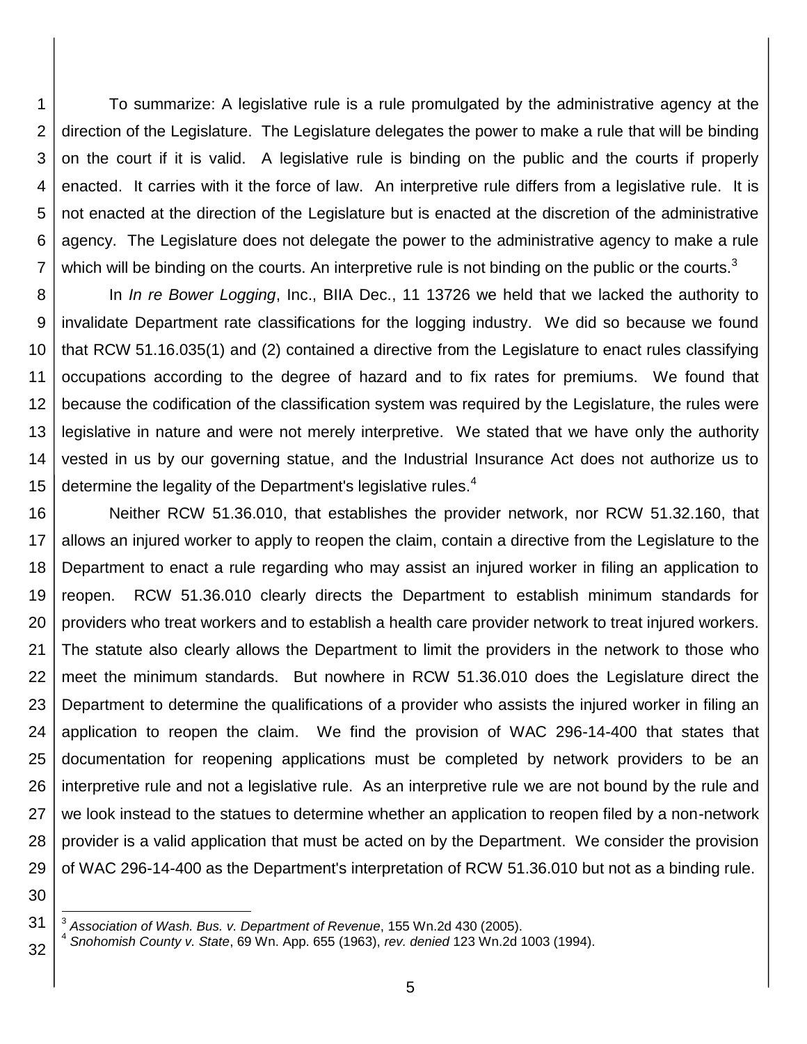To summarize: A legislative rule is a rule promulgated by the administrative agency at the direction of the Legislature. The Legislature delegates the power to make a rule that will be binding on the court if it is valid. A legislative rule is binding on the public and the courts if properly enacted. It carries with it the force of law. An interpretive rule differs from a legislative rule. It is not enacted at the direction of the Legislature but is enacted at the discretion of the administrative agency. The Legislature does not delegate the power to the administrative agency to make a rule which will be binding on the courts. An interpretive rule is not binding on the public or the courts.[3]

In *In re Bower Logging*, Inc., BIIA Dec., 11 13726 we held that we lacked the authority to invalidate Department rate classifications for the logging industry. We did so because we found that RCW 51.16.035(1) and (2) contained a directive from the Legislature to enact rules classifying occupations according to the degree of hazard and to fix rates for premiums. We found that because the codification of the classification system was required by the Legislature, the rules were legislative in nature and were not merely interpretive. We stated that we have only the authority vested in us by our governing statue, and the Industrial Insurance Act does not authorize us to determine the legality of the Department's legislative rules.[4]

Neither RCW 51.36.010, that establishes the provider network, nor RCW 51.32.160, that allows an injured worker to apply to reopen the claim, contain a directive from the Legislature to the Department to enact a rule regarding who may assist an injured worker in filing an application to reopen. RCW 51.36.010 clearly directs the Department to establish minimum standards for providers who treat workers and to establish a health care provider network to treat injured workers. The statute also clearly allows the Department to limit the providers in the network to those who meet the minimum standards. But nowhere in RCW 51.36.010 does the Legislature direct the Department to determine the qualifications of a provider who assists the injured worker in filing an application to reopen the claim. We find the provision of WAC 296-14-400 that states that documentation for reopening applications must be completed by network providers to be an interpretive rule and not a legislative rule. As an interpretive rule we are not bound by the rule and we look instead to the statues to determine whether an application to reopen filed by a non-network provider is a valid application that must be acted on by the Department. We consider the provision of WAC 296-14-400 as the Department's interpretation of RCW 51.36.010 but not as a binding rule.

---

[3] *Association of Wash. Bus. v. Department of Revenue*, 155 Wn.2d 430 (2005).

[4] *Snohomish County v. State*, 69 Wn. App. 655 (1963), *rev. denied* 123 Wn.2d 1003 (1994).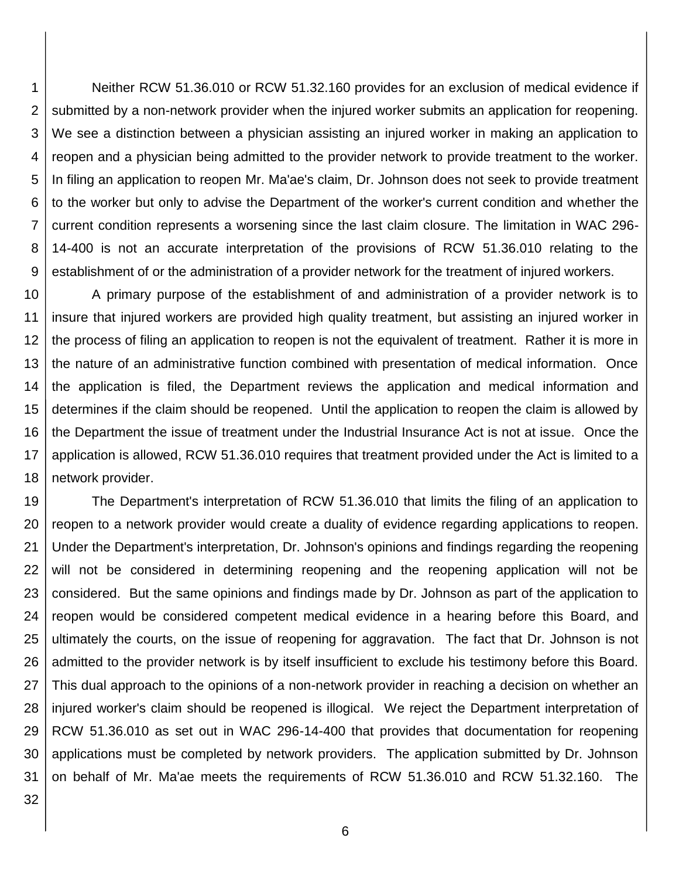Neither RCW 51.36.010 or RCW 51.32.160 provides for an exclusion of medical evidence if submitted by a non-network provider when the injured worker submits an application for reopening. We see a distinction between a physician assisting an injured worker in making an application to reopen and a physician being admitted to the provider network to provide treatment to the worker. In filing an application to reopen Mr. Ma'ae's claim, Dr. Johnson does not seek to provide treatment to the worker but only to advise the Department of the worker's current condition and whether the current condition represents a worsening since the last claim closure. The limitation in WAC 296-14-400 is not an accurate interpretation of the provisions of RCW 51.36.010 relating to the establishment of or the administration of a provider network for the treatment of injured workers.

A primary purpose of the establishment of and administration of a provider network is to insure that injured workers are provided high quality treatment, but assisting an injured worker in the process of filing an application to reopen is not the equivalent of treatment. Rather it is more in the nature of an administrative function combined with presentation of medical information. Once the application is filed, the Department reviews the application and medical information and determines if the claim should be reopened. Until the application to reopen the claim is allowed by the Department the issue of treatment under the Industrial Insurance Act is not at issue. Once the application is allowed, RCW 51.36.010 requires that treatment provided under the Act is limited to a network provider.

The Department's interpretation of RCW 51.36.010 that limits the filing of an application to reopen to a network provider would create a duality of evidence regarding applications to reopen. Under the Department's interpretation, Dr. Johnson's opinions and findings regarding the reopening will not be considered in determining reopening and the reopening application will not be considered. But the same opinions and findings made by Dr. Johnson as part of the application to reopen would be considered competent medical evidence in a hearing before this Board, and ultimately the courts, on the issue of reopening for aggravation. The fact that Dr. Johnson is not admitted to the provider network is by itself insufficient to exclude his testimony before this Board. This dual approach to the opinions of a non-network provider in reaching a decision on whether an injured worker's claim should be reopened is illogical. We reject the Department interpretation of RCW 51.36.010 as set out in WAC 296-14-400 that provides that documentation for reopening applications must be completed by network providers. The application submitted by Dr. Johnson on behalf of Mr. Ma'ae meets the requirements of RCW 51.36.010 and RCW 51.32.160. The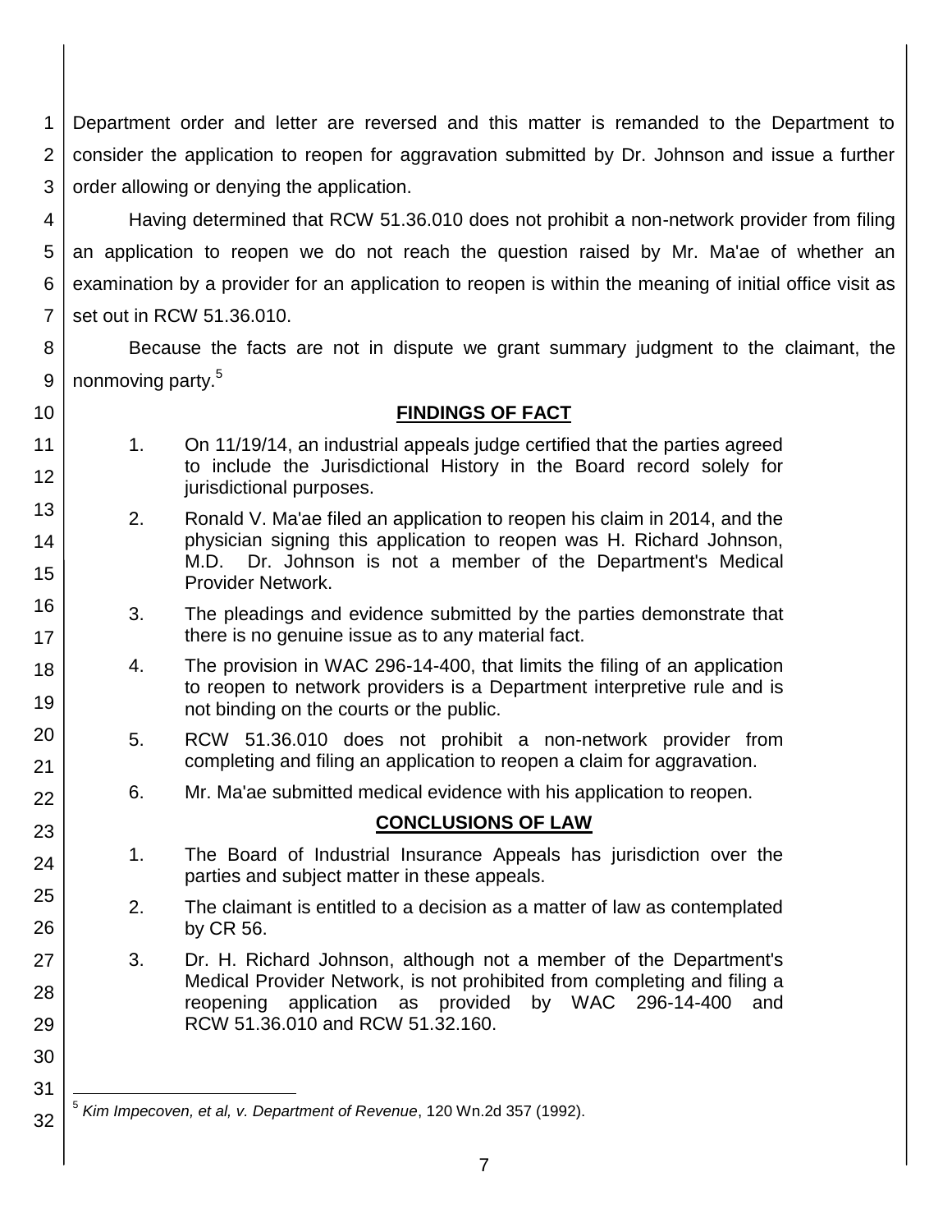Department order and letter are reversed and this matter is remanded to the Department to consider the application to reopen for aggravation submitted by Dr. Johnson and issue a further order allowing or denying the application.

Having determined that RCW 51.36.010 does not prohibit a non-network provider from filing an application to reopen we do not reach the question raised by Mr. Ma'ae of whether an examination by a provider for an application to reopen is within the meaning of initial office visit as set out in RCW 51.36.010.

Because the facts are not in dispute we grant summary judgment to the claimant, the nonmoving party.[5]

## FINDINGS OF FACT

1. On 11/19/14, an industrial appeals judge certified that the parties agreed to include the Jurisdictional History in the Board record solely for jurisdictional purposes.

2. Ronald V. Ma'ae filed an application to reopen his claim in 2014, and the physician signing this application to reopen was H. Richard Johnson, M.D. Dr. Johnson is not a member of the Department's Medical Provider Network.

3. The pleadings and evidence submitted by the parties demonstrate that there is no genuine issue as to any material fact.

4. The provision in WAC 296-14-400, that limits the filing of an application to reopen to network providers is a Department interpretive rule and is not binding on the courts or the public.

5. RCW 51.36.010 does not prohibit a non-network provider from completing and filing an application to reopen a claim for aggravation.

6. Mr. Ma'ae submitted medical evidence with his application to reopen.

## CONCLUSIONS OF LAW

1. The Board of Industrial Insurance Appeals has jurisdiction over the parties and subject matter in these appeals.

2. The claimant is entitled to a decision as a matter of law as contemplated by CR 56.

3. Dr. H. Richard Johnson, although not a member of the Department's Medical Provider Network, is not prohibited from completing and filing a reopening application as provided by WAC 296-14-400 and RCW 51.36.010 and RCW 51.32.160.

---

[5] *Kim Impecoven, et al, v. Department of Revenue*, 120 Wn.2d 357 (1992).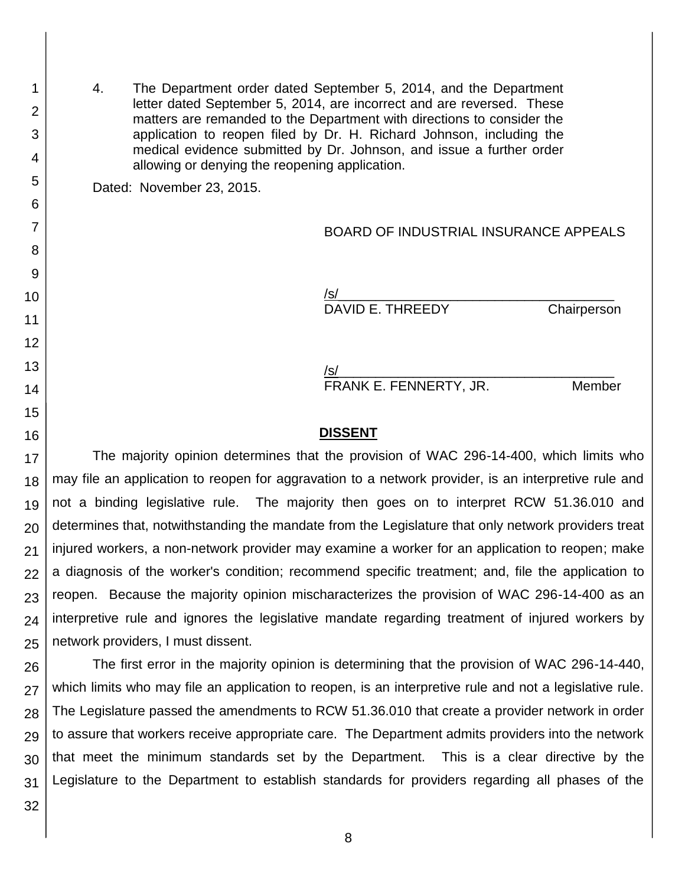4. The Department order dated September 5, 2014, and the Department letter dated September 5, 2014, are incorrect and are reversed. These matters are remanded to the Department with directions to consider the application to reopen filed by Dr. H. Richard Johnson, including the medical evidence submitted by Dr. Johnson, and issue a further order allowing or denying the reopening application.

Dated: November 23, 2015.

BOARD OF INDUSTRIAL INSURANCE APPEALS

/s/
DAVID E. THREEDY Chairperson

/s/
FRANK E. FENNERTY, JR. Member

## DISSENT

The majority opinion determines that the provision of WAC 296-14-400, which limits who may file an application to reopen for aggravation to a network provider, is an interpretive rule and not a binding legislative rule. The majority then goes on to interpret RCW 51.36.010 and determines that, notwithstanding the mandate from the Legislature that only network providers treat injured workers, a non-network provider may examine a worker for an application to reopen; make a diagnosis of the worker's condition; recommend specific treatment; and, file the application to reopen. Because the majority opinion mischaracterizes the provision of WAC 296-14-400 as an interpretive rule and ignores the legislative mandate regarding treatment of injured workers by network providers, I must dissent.

The first error in the majority opinion is determining that the provision of WAC 296-14-440, which limits who may file an application to reopen, is an interpretive rule and not a legislative rule. The Legislature passed the amendments to RCW 51.36.010 that create a provider network in order to assure that workers receive appropriate care. The Department admits providers into the network that meet the minimum standards set by the Department. This is a clear directive by the Legislature to the Department to establish standards for providers regarding all phases of the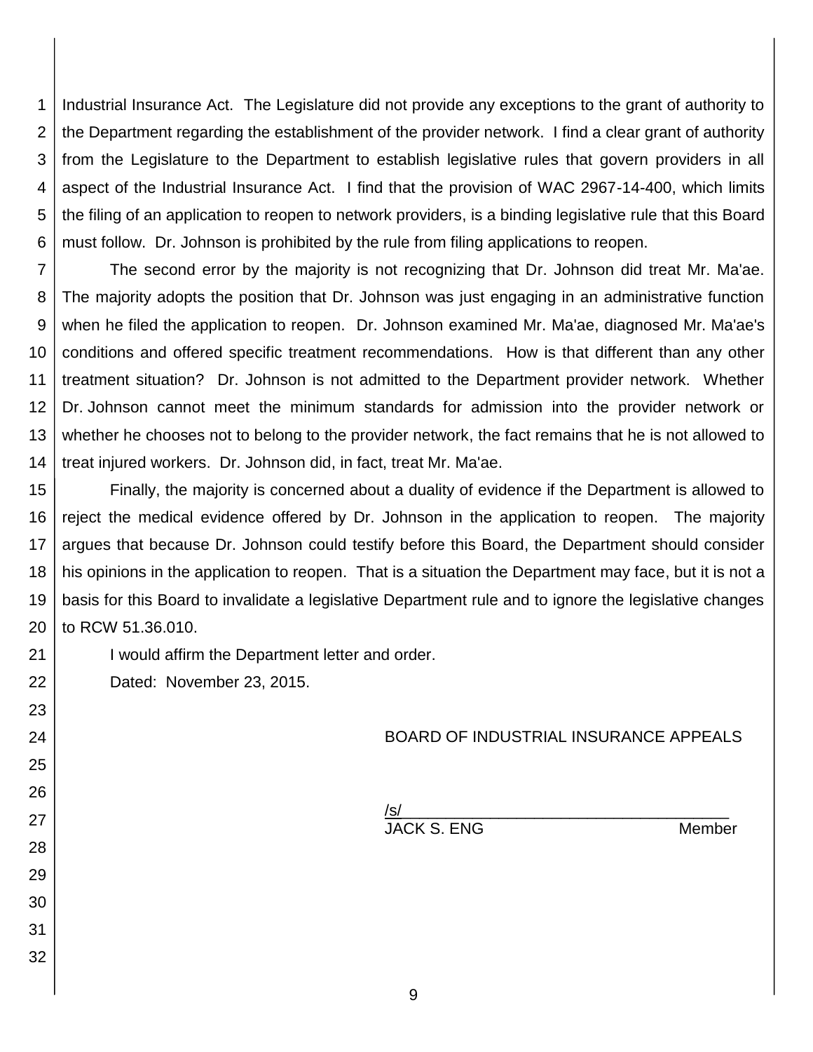Industrial Insurance Act. The Legislature did not provide any exceptions to the grant of authority to the Department regarding the establishment of the provider network. I find a clear grant of authority from the Legislature to the Department to establish legislative rules that govern providers in all aspect of the Industrial Insurance Act. I find that the provision of WAC 2967-14-400, which limits the filing of an application to reopen to network providers, is a binding legislative rule that this Board must follow. Dr. Johnson is prohibited by the rule from filing applications to reopen.

The second error by the majority is not recognizing that Dr. Johnson did treat Mr. Ma'ae. The majority adopts the position that Dr. Johnson was just engaging in an administrative function when he filed the application to reopen. Dr. Johnson examined Mr. Ma'ae, diagnosed Mr. Ma'ae's conditions and offered specific treatment recommendations. How is that different than any other treatment situation? Dr. Johnson is not admitted to the Department provider network. Whether Dr. Johnson cannot meet the minimum standards for admission into the provider network or whether he chooses not to belong to the provider network, the fact remains that he is not allowed to treat injured workers. Dr. Johnson did, in fact, treat Mr. Ma'ae.

Finally, the majority is concerned about a duality of evidence if the Department is allowed to reject the medical evidence offered by Dr. Johnson in the application to reopen. The majority argues that because Dr. Johnson could testify before this Board, the Department should consider his opinions in the application to reopen. That is a situation the Department may face, but it is not a basis for this Board to invalidate a legislative Department rule and to ignore the legislative changes to RCW 51.36.010.

I would affirm the Department letter and order.

Dated: November 23, 2015.

BOARD OF INDUSTRIAL INSURANCE APPEALS

/s/
JACK S. ENG Member